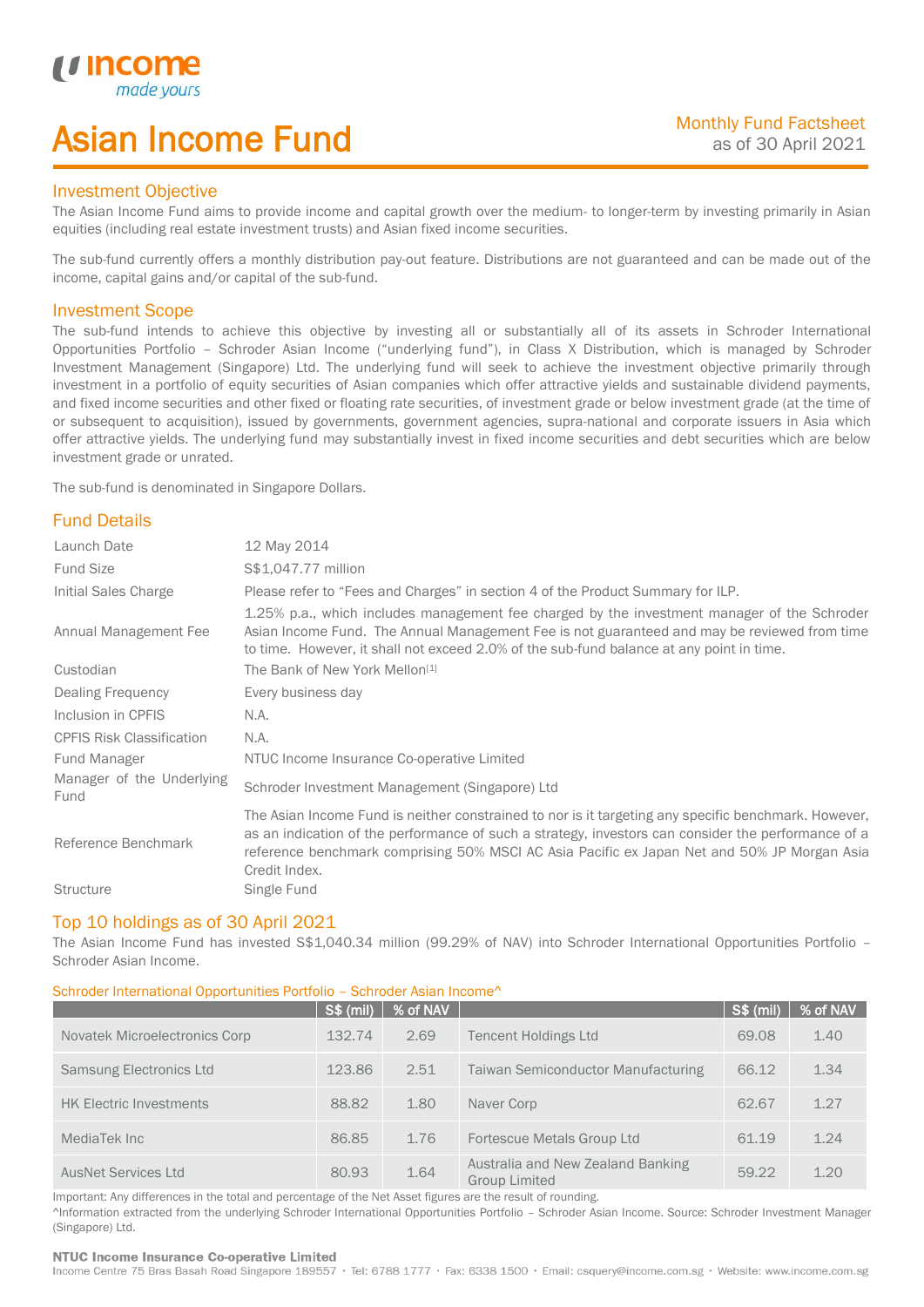# Asian Income Fund

Monthly Fund Factsheet
as of 30 April 2021

## Investment Objective

The Asian Income Fund aims to provide income and capital growth over the medium- to longer-term by investing primarily in Asian equities (including real estate investment trusts) and Asian fixed income securities.

The sub-fund currently offers a monthly distribution pay-out feature. Distributions are not guaranteed and can be made out of the income, capital gains and/or capital of the sub-fund.

## Investment Scope

The sub-fund intends to achieve this objective by investing all or substantially all of its assets in Schroder International Opportunities Portfolio – Schroder Asian Income ("underlying fund"), in Class X Distribution, which is managed by Schroder Investment Management (Singapore) Ltd. The underlying fund will seek to achieve the investment objective primarily through investment in a portfolio of equity securities of Asian companies which offer attractive yields and sustainable dividend payments, and fixed income securities and other fixed or floating rate securities, of investment grade or below investment grade (at the time of or subsequent to acquisition), issued by governments, government agencies, supra-national and corporate issuers in Asia which offer attractive yields. The underlying fund may substantially invest in fixed income securities and debt securities which are below investment grade or unrated.

The sub-fund is denominated in Singapore Dollars.

## Fund Details

| | |
|---|---|
| Launch Date | 12 May 2014 |
| Fund Size | S$1,047.77 million |
| Initial Sales Charge | Please refer to "Fees and Charges" in section 4 of the Product Summary for ILP. |
| Annual Management Fee | 1.25% p.a., which includes management fee charged by the investment manager of the Schroder Asian Income Fund. The Annual Management Fee is not guaranteed and may be reviewed from time to time. However, it shall not exceed 2.0% of the sub-fund balance at any point in time. |
| Custodian | The Bank of New York Mellon[1] |
| Dealing Frequency | Every business day |
| Inclusion in CPFIS | N.A. |
| CPFIS Risk Classification | N.A. |
| Fund Manager | NTUC Income Insurance Co-operative Limited |
| Manager of the Underlying Fund | Schroder Investment Management (Singapore) Ltd |
| Reference Benchmark | The Asian Income Fund is neither constrained to nor is it targeting any specific benchmark. However, as an indication of the performance of such a strategy, investors can consider the performance of a reference benchmark comprising 50% MSCI AC Asia Pacific ex Japan Net and 50% JP Morgan Asia Credit Index. |
| Structure | Single Fund |

## Top 10 holdings as of 30 April 2021

The Asian Income Fund has invested S$1,040.34 million (99.29% of NAV) into Schroder International Opportunities Portfolio – Schroder Asian Income.

Schroder International Opportunities Portfolio – Schroder Asian Income^

| | S$ (mil) | % of NAV | | S$ (mil) | % of NAV |
|---|---|---|---|---|---|
| Novatek Microelectronics Corp | 132.74 | 2.69 | Tencent Holdings Ltd | 69.08 | 1.40 |
| Samsung Electronics Ltd | 123.86 | 2.51 | Taiwan Semiconductor Manufacturing | 66.12 | 1.34 |
| HK Electric Investments | 88.82 | 1.80 | Naver Corp | 62.67 | 1.27 |
| MediaTek Inc | 86.85 | 1.76 | Fortescue Metals Group Ltd | 61.19 | 1.24 |
| AusNet Services Ltd | 80.93 | 1.64 | Australia and New Zealand Banking Group Limited | 59.22 | 1.20 |

Important: Any differences in the total and percentage of the Net Asset figures are the result of rounding.

^Information extracted from the underlying Schroder International Opportunities Portfolio – Schroder Asian Income. Source: Schroder Investment Manager (Singapore) Ltd.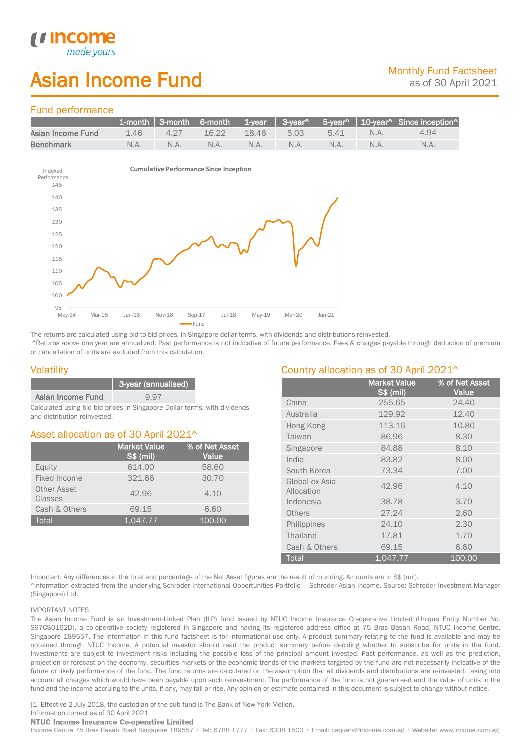income made yours

# Asian Income Fund

Monthly Fund Factsheet
as of 30 April 2021

## Fund performance

| | 1-month | 3-month | 6-month | 1-year | 3-year^ | 5-year^ | 10-year^ | Since inception^ |
|---|---|---|---|---|---|---|---|---|
| Asian Income Fund | 1.46 | 4.27 | 16.22 | 18.46 | 5.03 | 5.41 | N.A. | 4.94 |
| Benchmark | N.A. | N.A. | N.A. | N.A. | N.A. | N.A. | N.A. | N.A. |

Cumulative Performance Since Inception

Indexed Performance

145
140
135
130
125
120
115
110
105
100
95

May-14 Mar-15 Jan-16 Nov-16 Sep-17 Jul-18 May-19 Mar-20 Jan-21

Fund

The returns are calculated using bid-to-bid prices, in Singapore dollar terms, with dividends and distributions reinvested.
^Returns above one year are annualized. Past performance is not indicative of future performance. Fees & charges payable through deduction of premium or cancellation of units are excluded from this calculation.

## Volatility

| | 3-year (annualised) |
|---|---|
| Asian Income Fund | 9.97 |

Calculated using bid-bid prices in Singapore Dollar terms, with dividends and distribution reinvested.

## Asset allocation as of 30 April 2021^

| | Market Value S$ (mil) | % of Net Asset Value |
|---|---|---|
| Equity | 614.00 | 58.60 |
| Fixed Income | 321.66 | 30.70 |
| Other Asset Classes | 42.96 | 4.10 |
| Cash & Others | 69.15 | 6.60 |
| Total | 1,047.77 | 100.00 |

## Country allocation as of 30 April 2021^

| | Market Value S$ (mil) | % of Net Asset Value |
|---|---|---|
| China | 255.65 | 24.40 |
| Australia | 129.92 | 12.40 |
| Hong Kong | 113.16 | 10.80 |
| Taiwan | 86.96 | 8.30 |
| Singapore | 84.88 | 8.10 |
| India | 83.82 | 8.00 |
| South Korea | 73.34 | 7.00 |
| Global ex Asia Allocation | 42.96 | 4.10 |
| Indonesia | 38.78 | 3.70 |
| Others | 27.24 | 2.60 |
| Philippines | 24.10 | 2.30 |
| Thailand | 17.81 | 1.70 |
| Cash & Others | 69.15 | 6.60 |
| Total | 1,047.77 | 100.00 |

Important: Any differences in the total and percentage of the Net Asset figures are the result of rounding. Amounts are in S$ (mil).
^Information extracted from the underlying Schroder International Opportunities Portfolio – Schroder Asian Income. Source: Schroder Investment Manager (Singapore) Ltd.

IMPORTANT NOTES

The Asian Income Fund is an Investment-Linked Plan (ILP) fund issued by NTUC Income Insurance Co-operative Limited (Unique Entity Number No. S97CS0162D), a co-operative society registered in Singapore and having its registered address office at 75 Bras Basah Road, NTUC Income Centre, Singapore 189557. The information in this fund factsheet is for informational use only. A product summary relating to the fund is available and may be obtained through NTUC Income. A potential investor should read the product summary before deciding whether to subscribe for units in the fund. Investments are subject to investment risks including the possible loss of the principal amount invested. Past performance, as well as the prediction, projection or forecast on the economy, securities markets or the economic trends of the markets targeted by the fund are not necessarily indicative of the future or likely performance of the fund. The fund returns are calculated on the assumption that all dividends and distributions are reinvested, taking into account all charges which would have been payable upon such reinvestment. The performance of the fund is not guaranteed and the value of units in the fund and the income accruing to the units, if any, may fall or rise. Any opinion or estimate contained in this document is subject to change without notice.

[1] Effective 2 July 2018, the custodian of the sub-fund is The Bank of New York Mellon.
Information correct as of 30 April 2021

**NTUC Income Insurance Co-operative Limited**
Income Centre 75 Bras Basah Road Singapore 189557 · Tel: 6788 1777 · Fax: 6338 1500 · Email: csquery@income.com.sg · Website: www.income.com.sg